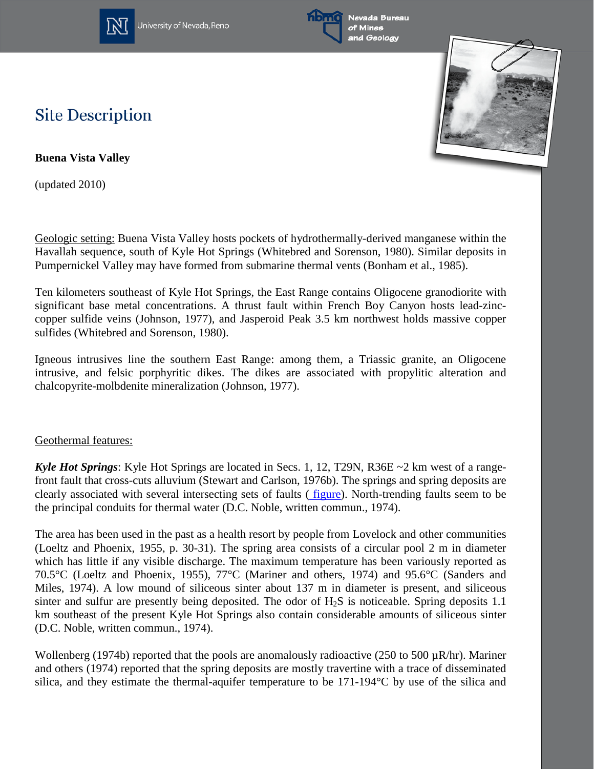# Site Description

**Buena Vista Valley**

(updated 2010)

Geologic setting: Buena Vista Valley hosts pockets of hydrothermally-derived manganese within the Havallah sequence, south of Kyle Hot Springs (Whitebred and Sorenson, 1980). Similar deposits in Pumpernickel Valley may have formed from submarine thermal vents (Bonham et al., 1985).

Ten kilometers southeast of Kyle Hot Springs, the East Range contains Oligocene granodiorite with significant base metal concentrations. A thrust fault within French Boy Canyon hosts lead-zinc-copper sulfide veins (Johnson, 1977), and Jasperoid Peak 3.5 km northwest holds massive copper sulfides (Whitebred and Sorenson, 1980).

Igneous intrusives line the southern East Range: among them, a Triassic granite, an Oligocene intrusive, and felsic porphyritic dikes. The dikes are associated with propylitic alteration and chalcopyrite-molbdenite mineralization (Johnson, 1977).

Geothermal features:

***Kyle Hot Springs***: Kyle Hot Springs are located in Secs. 1, 12, T29N, R36E ~2 km west of a range-front fault that cross-cuts alluvium (Stewart and Carlson, 1976b). The springs and spring deposits are clearly associated with several intersecting sets of faults ( figure). North-trending faults seem to be the principal conduits for thermal water (D.C. Noble, written commun., 1974).

The area has been used in the past as a health resort by people from Lovelock and other communities (Loeltz and Phoenix, 1955, p. 30-31). The spring area consists of a circular pool 2 m in diameter which has little if any visible discharge. The maximum temperature has been variously reported as 70.5°C (Loeltz and Phoenix, 1955), 77°C (Mariner and others, 1974) and 95.6°C (Sanders and Miles, 1974). A low mound of siliceous sinter about 137 m in diameter is present, and siliceous sinter and sulfur are presently being deposited. The odor of $H_2S$ is noticeable. Spring deposits 1.1 km southeast of the present Kyle Hot Springs also contain considerable amounts of siliceous sinter (D.C. Noble, written commun., 1974).

Wollenberg (1974b) reported that the pools are anomalously radioactive (250 to 500 µR/hr). Mariner and others (1974) reported that the spring deposits are mostly travertine with a trace of disseminated silica, and they estimate the thermal-aquifer temperature to be 171-194°C by use of the silica and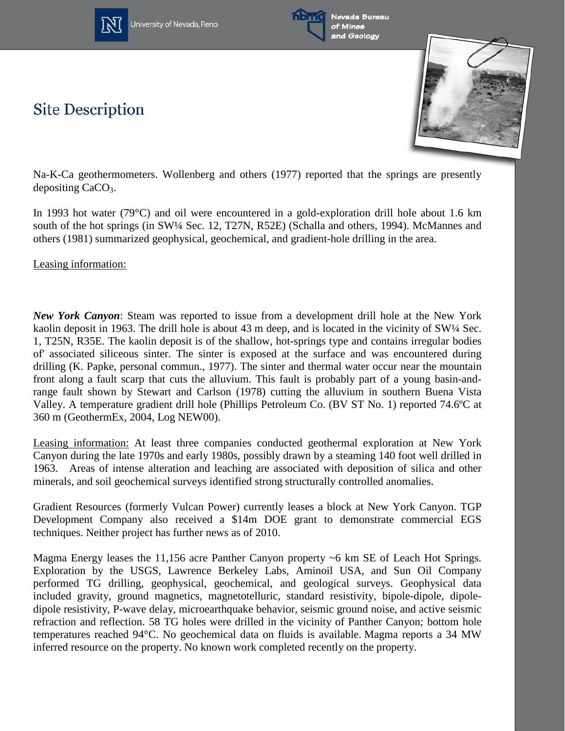## Site Description

Na-K-Ca geothermometers. Wollenberg and others (1977) reported that the springs are presently depositing $CaCO_3$.

In 1993 hot water (79°C) and oil were encountered in a gold-exploration drill hole about 1.6 km south of the hot springs (in SW¼ Sec. 12, T27N, R52E) (Schalla and others, 1994). McMannes and others (1981) summarized geophysical, geochemical, and gradient-hole drilling in the area.

Leasing information:

***New York Canyon***: Steam was reported to issue from a development drill hole at the New York kaolin deposit in 1963. The drill hole is about 43 m deep, and is located in the vicinity of SW¼ Sec. 1, T25N, R35E. The kaolin deposit is of the shallow, hot-springs type and contains irregular bodies of' associated siliceous sinter. The sinter is exposed at the surface and was encountered during drilling (K. Papke, personal commun., 1977). The sinter and thermal water occur near the mountain front along a fault scarp that cuts the alluvium. This fault is probably part of a young basin-and-range fault shown by Stewart and Carlson (1978) cutting the alluvium in southern Buena Vista Valley. A temperature gradient drill hole (Phillips Petroleum Co. (BV ST No. 1) reported 74.6ºC at 360 m (GeothermEx, 2004, Log NEW00).

Leasing information: At least three companies conducted geothermal exploration at New York Canyon during the late 1970s and early 1980s, possibly drawn by a steaming 140 foot well drilled in 1963. Areas of intense alteration and leaching are associated with deposition of silica and other minerals, and soil geochemical surveys identified strong structurally controlled anomalies.

Gradient Resources (formerly Vulcan Power) currently leases a block at New York Canyon. TGP Development Company also received a $14m DOE grant to demonstrate commercial EGS techniques. Neither project has further news as of 2010.

Magma Energy leases the 11,156 acre Panther Canyon property ~6 km SE of Leach Hot Springs. Exploration by the USGS, Lawrence Berkeley Labs, Aminoil USA, and Sun Oil Company performed TG drilling, geophysical, geochemical, and geological surveys. Geophysical data included gravity, ground magnetics, magnetotelluric, standard resistivity, bipole-dipole, dipole-dipole resistivity, P-wave delay, microearthquake behavior, seismic ground noise, and active seismic refraction and reflection. 58 TG holes were drilled in the vicinity of Panther Canyon; bottom hole temperatures reached 94°C. No geochemical data on fluids is available. Magma reports a 34 MW inferred resource on the property. No known work completed recently on the property.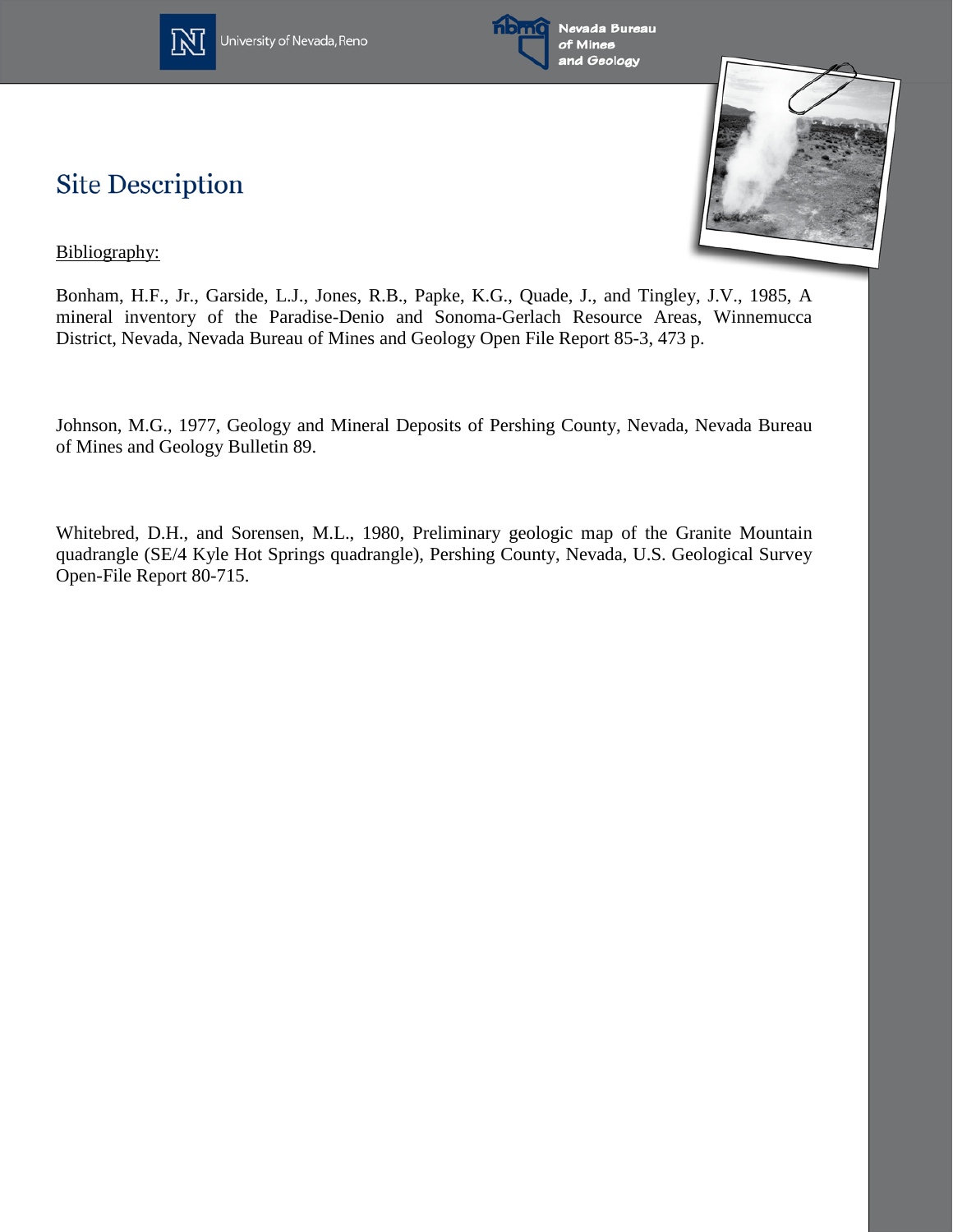## Site Description

Bibliography:

Bonham, H.F., Jr., Garside, L.J., Jones, R.B., Papke, K.G., Quade, J., and Tingley, J.V., 1985, A mineral inventory of the Paradise-Denio and Sonoma-Gerlach Resource Areas, Winnemucca District, Nevada, Nevada Bureau of Mines and Geology Open File Report 85-3, 473 p.

Johnson, M.G., 1977, Geology and Mineral Deposits of Pershing County, Nevada, Nevada Bureau of Mines and Geology Bulletin 89.

Whitebred, D.H., and Sorensen, M.L., 1980, Preliminary geologic map of the Granite Mountain quadrangle (SE/4 Kyle Hot Springs quadrangle), Pershing County, Nevada, U.S. Geological Survey Open-File Report 80-715.